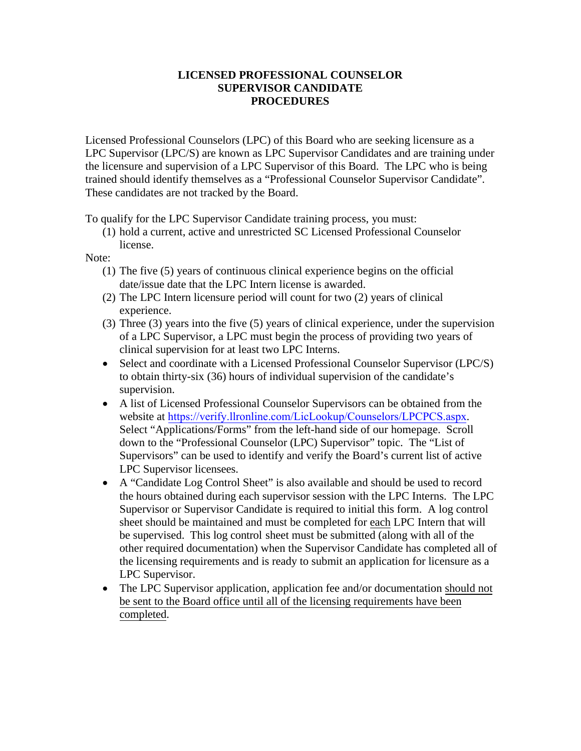# LICENSED PROFESSIONAL COUNSELOR SUPERVISOR CANDIDATE PROCEDURES

Licensed Professional Counselors (LPC) of this Board who are seeking licensure as a LPC Supervisor (LPC/S) are known as LPC Supervisor Candidates and are training under the licensure and supervision of a LPC Supervisor of this Board. The LPC who is being trained should identify themselves as a "Professional Counselor Supervisor Candidate". These candidates are not tracked by the Board.

To qualify for the LPC Supervisor Candidate training process, you must:

(1) hold a current, active and unrestricted SC Licensed Professional Counselor license.

Note:

(1) The five (5) years of continuous clinical experience begins on the official date/issue date that the LPC Intern license is awarded.
(2) The LPC Intern licensure period will count for two (2) years of clinical experience.
(3) Three (3) years into the five (5) years of clinical experience, under the supervision of a LPC Supervisor, a LPC must begin the process of providing two years of clinical supervision for at least two LPC Interns.

- Select and coordinate with a Licensed Professional Counselor Supervisor (LPC/S) to obtain thirty-six (36) hours of individual supervision of the candidate's supervision.
- A list of Licensed Professional Counselor Supervisors can be obtained from the website at https://verify.llronline.com/LicLookup/Counselors/LPCPCS.aspx. Select "Applications/Forms" from the left-hand side of our homepage. Scroll down to the "Professional Counselor (LPC) Supervisor" topic. The "List of Supervisors" can be used to identify and verify the Board's current list of active LPC Supervisor licensees.
- A "Candidate Log Control Sheet" is also available and should be used to record the hours obtained during each supervisor session with the LPC Interns. The LPC Supervisor or Supervisor Candidate is required to initial this form. A log control sheet should be maintained and must be completed for <u>each</u> LPC Intern that will be supervised. This log control sheet must be submitted (along with all of the other required documentation) when the Supervisor Candidate has completed all of the licensing requirements and is ready to submit an application for licensure as a LPC Supervisor.
- The LPC Supervisor application, application fee and/or documentation <u>should not be sent to the Board office until all of the licensing requirements have been completed</u>.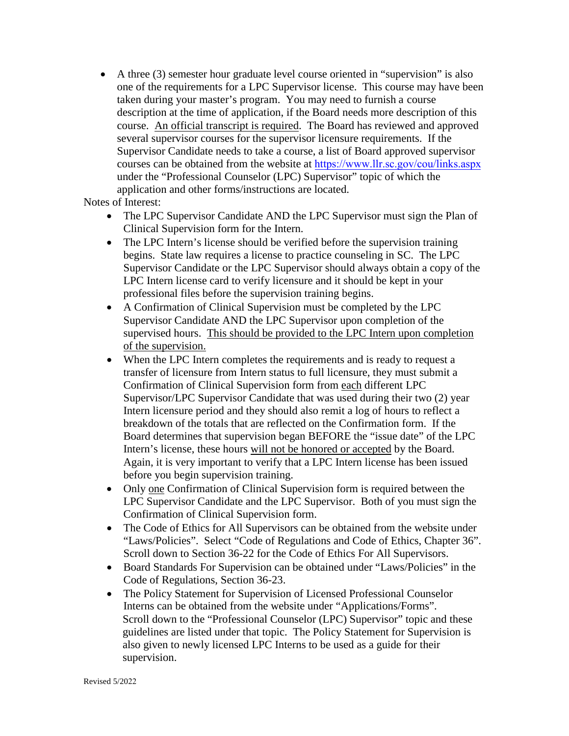- A three (3) semester hour graduate level course oriented in "supervision" is also one of the requirements for a LPC Supervisor license. This course may have been taken during your master's program. You may need to furnish a course description at the time of application, if the Board needs more description of this course. An official transcript is required. The Board has reviewed and approved several supervisor courses for the supervisor licensure requirements. If the Supervisor Candidate needs to take a course, a list of Board approved supervisor courses can be obtained from the website at [https://www.llr.sc.gov/cou/links.aspx](https://www.llr.sc.gov/cou/links.aspx) under the "Professional Counselor (LPC) Supervisor" topic of which the application and other forms/instructions are located.

Notes of Interest:

- The LPC Supervisor Candidate AND the LPC Supervisor must sign the Plan of Clinical Supervision form for the Intern.
- The LPC Intern's license should be verified before the supervision training begins. State law requires a license to practice counseling in SC. The LPC Supervisor Candidate or the LPC Supervisor should always obtain a copy of the LPC Intern license card to verify licensure and it should be kept in your professional files before the supervision training begins.
- A Confirmation of Clinical Supervision must be completed by the LPC Supervisor Candidate AND the LPC Supervisor upon completion of the supervised hours. This should be provided to the LPC Intern upon completion of the supervision.
- When the LPC Intern completes the requirements and is ready to request a transfer of licensure from Intern status to full licensure, they must submit a Confirmation of Clinical Supervision form from each different LPC Supervisor/LPC Supervisor Candidate that was used during their two (2) year Intern licensure period and they should also remit a log of hours to reflect a breakdown of the totals that are reflected on the Confirmation form. If the Board determines that supervision began BEFORE the "issue date" of the LPC Intern's license, these hours will not be honored or accepted by the Board. Again, it is very important to verify that a LPC Intern license has been issued before you begin supervision training.
- Only one Confirmation of Clinical Supervision form is required between the LPC Supervisor Candidate and the LPC Supervisor. Both of you must sign the Confirmation of Clinical Supervision form.
- The Code of Ethics for All Supervisors can be obtained from the website under "Laws/Policies". Select "Code of Regulations and Code of Ethics, Chapter 36". Scroll down to Section 36-22 for the Code of Ethics For All Supervisors.
- Board Standards For Supervision can be obtained under "Laws/Policies" in the Code of Regulations, Section 36-23.
- The Policy Statement for Supervision of Licensed Professional Counselor Interns can be obtained from the website under "Applications/Forms". Scroll down to the "Professional Counselor (LPC) Supervisor" topic and these guidelines are listed under that topic. The Policy Statement for Supervision is also given to newly licensed LPC Interns to be used as a guide for their supervision.

Revised 5/2022